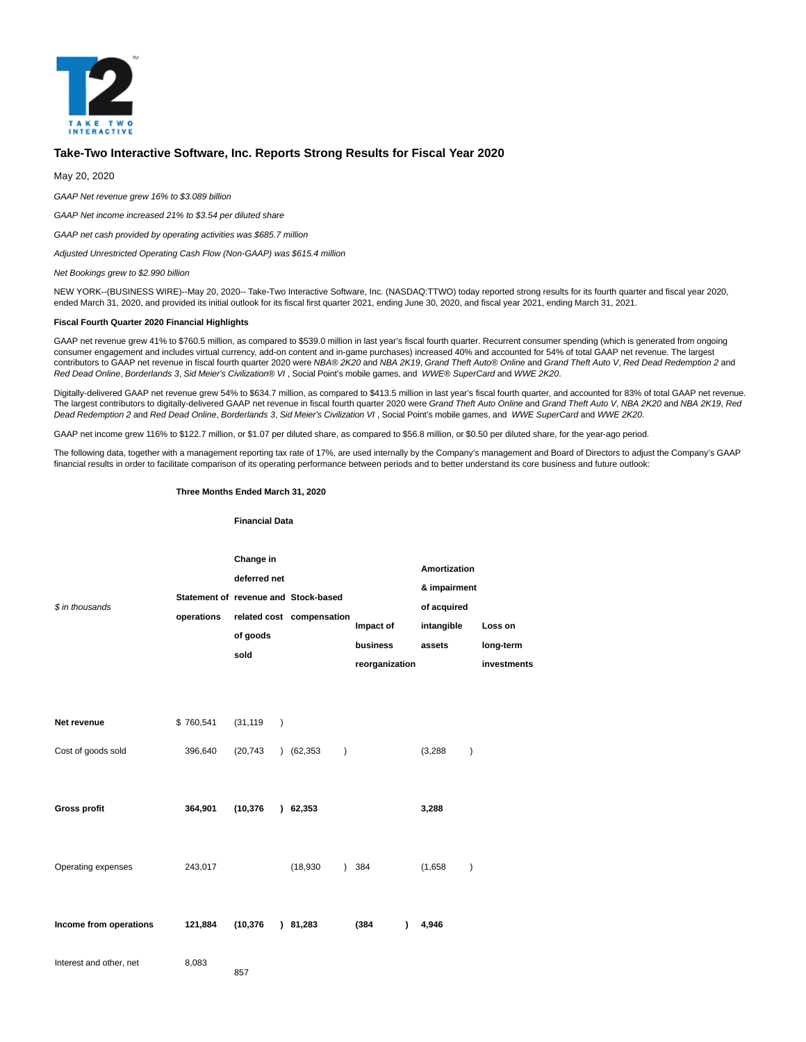# Take-Two Interactive Software, Inc. Reports Strong Results for Fiscal Year 2020

May 20, 2020

*GAAP Net revenue grew 16% to $3.089 billion*

*GAAP Net income increased 21% to $3.54 per diluted share*

*GAAP net cash provided by operating activities was $685.7 million*

*Adjusted Unrestricted Operating Cash Flow (Non-GAAP) was $615.4 million*

*Net Bookings grew to $2.990 billion*

NEW YORK--(BUSINESS WIRE)--May 20, 2020-- Take-Two Interactive Software, Inc. (NASDAQ:TTWO) today reported strong results for its fourth quarter and fiscal year 2020, ended March 31, 2020, and provided its initial outlook for its fiscal first quarter 2021, ending June 30, 2020, and fiscal year 2021, ending March 31, 2021.

**Fiscal Fourth Quarter 2020 Financial Highlights**

GAAP net revenue grew 41% to $760.5 million, as compared to $539.0 million in last year's fiscal fourth quarter. Recurrent consumer spending (which is generated from ongoing consumer engagement and includes virtual currency, add-on content and in-game purchases) increased 40% and accounted for 54% of total GAAP net revenue. The largest contributors to GAAP net revenue in fiscal fourth quarter 2020 were *NBA® 2K20* and *NBA 2K19*, *Grand Theft Auto® Online* and *Grand Theft Auto V*, *Red Dead Redemption 2* and *Red Dead Online*, *Borderlands 3*, *Sid Meier's Civilization® VI* , Social Point's mobile games, and *WWE® SuperCard* and *WWE 2K20*.

Digitally-delivered GAAP net revenue grew 54% to $634.7 million, as compared to $413.5 million in last year's fiscal fourth quarter, and accounted for 83% of total GAAP net revenue. The largest contributors to digitally-delivered GAAP net revenue in fiscal fourth quarter 2020 were *Grand Theft Auto Online* and *Grand Theft Auto V*, *NBA 2K20* and *NBA 2K19*, *Red Dead Redemption 2* and *Red Dead Online*, *Borderlands 3*, *Sid Meier's Civilization VI* , Social Point's mobile games, and *WWE SuperCard* and *WWE 2K20*.

GAAP net income grew 116% to $122.7 million, or $1.07 per diluted share, as compared to $56.8 million, or $0.50 per diluted share, for the year-ago period.

The following data, together with a management reporting tax rate of 17%, are used internally by the Company's management and Board of Directors to adjust the Company's GAAP financial results in order to facilitate comparison of its operating performance between periods and to better understand its core business and future outlook:

**Three Months Ended March 31, 2020**

| | | **Financial Data** | | | | |
|---|---|---|---|---|---|---|
| *$ in thousands* | **Statement of operations** | **Change in deferred net revenue and related cost of goods sold** | **Stock-based compensation** | **Impact of business reorganization** | **Amortization & impairment of acquired intangible assets** | **Loss on long-term investments** |
| **Net revenue** | $ 760,541 | (31,119 ) | | | | |
| Cost of goods sold | 396,640 | (20,743 ) | (62,353 ) | | (3,288 ) | |
| **Gross profit** | **364,901** | **(10,376 )** | **62,353** | | **3,288** | |
| Operating expenses | 243,017 | | (18,930 ) | 384 | (1,658 ) | |
| **Income from operations** | **121,884** | **(10,376 )** | **81,283** | **(384 )** | **4,946** | |
| Interest and other, net | 8,083 | 857 | | | | |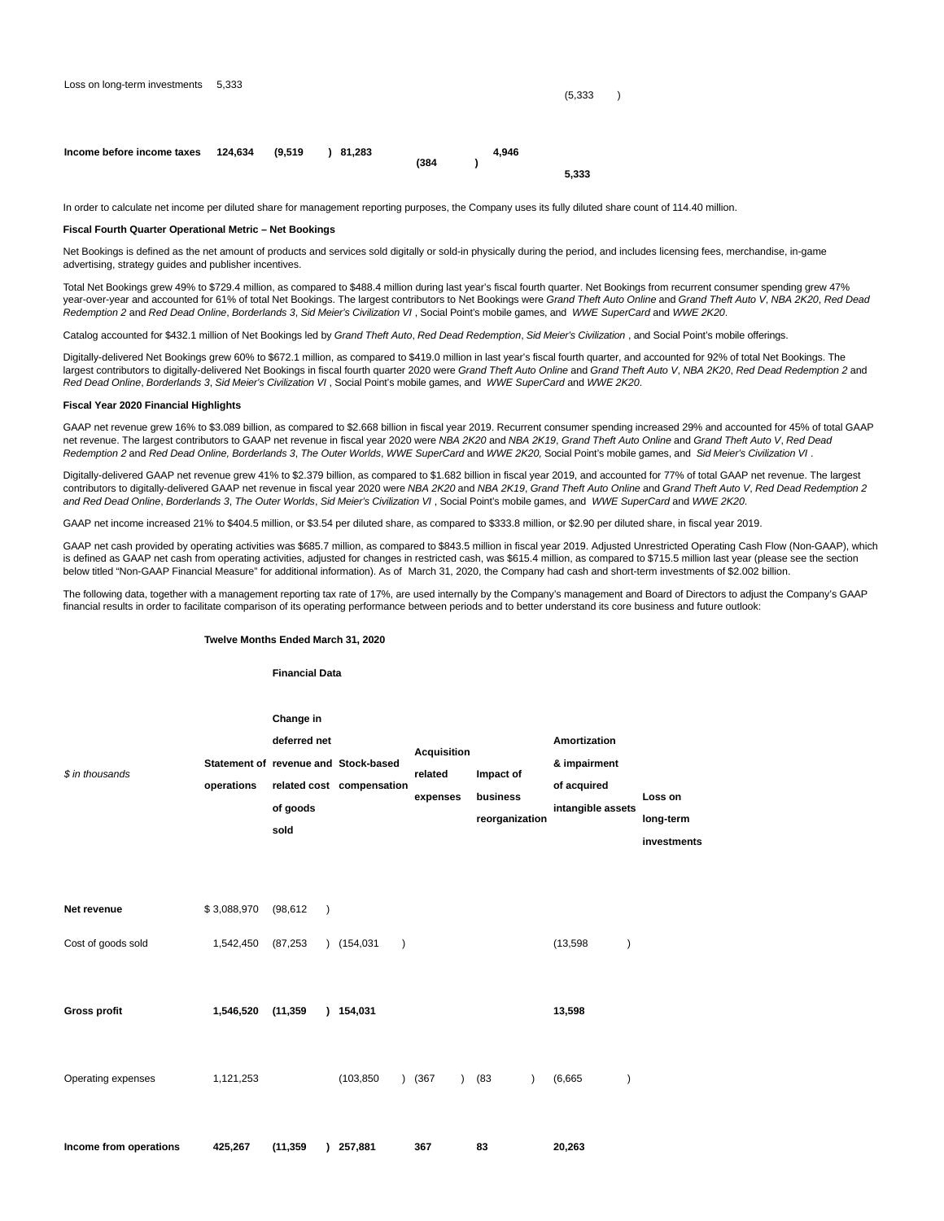| | | | | | | | |
|---|---|---|---|---|---|---|---|
| Loss on long-term investments | 5,333 | | | | | | (5,333 ) |
| **Income before income taxes** | **124,634** | **(9,519 )** | **81,283** | **(384 )** | **4,946** | | **5,333** |

In order to calculate net income per diluted share for management reporting purposes, the Company uses its fully diluted share count of 114.40 million.

**Fiscal Fourth Quarter Operational Metric – Net Bookings**

Net Bookings is defined as the net amount of products and services sold digitally or sold-in physically during the period, and includes licensing fees, merchandise, in-game advertising, strategy guides and publisher incentives.

Total Net Bookings grew 49% to $729.4 million, as compared to $488.4 million during last year's fiscal fourth quarter. Net Bookings from recurrent consumer spending grew 47% year-over-year and accounted for 61% of total Net Bookings. The largest contributors to Net Bookings were *Grand Theft Auto Online* and *Grand Theft Auto V*, *NBA 2K20*, *Red Dead Redemption 2* and *Red Dead Online*, *Borderlands 3*, *Sid Meier's Civilization VI* , Social Point's mobile games, and *WWE SuperCard* and *WWE 2K20*.

Catalog accounted for $432.1 million of Net Bookings led by *Grand Theft Auto*, *Red Dead Redemption*, *Sid Meier's Civilization* , and Social Point's mobile offerings.

Digitally-delivered Net Bookings grew 60% to $672.1 million, as compared to $419.0 million in last year's fiscal fourth quarter, and accounted for 92% of total Net Bookings. The largest contributors to digitally-delivered Net Bookings in fiscal fourth quarter 2020 were *Grand Theft Auto Online* and *Grand Theft Auto V*, *NBA 2K20*, *Red Dead Redemption 2* and *Red Dead Online*, *Borderlands 3*, *Sid Meier's Civilization VI* , Social Point's mobile games, and *WWE SuperCard* and *WWE 2K20*.

**Fiscal Year 2020 Financial Highlights**

GAAP net revenue grew 16% to $3.089 billion, as compared to $2.668 billion in fiscal year 2019. Recurrent consumer spending increased 29% and accounted for 45% of total GAAP net revenue. The largest contributors to GAAP net revenue in fiscal year 2020 were *NBA 2K20* and *NBA 2K19*, *Grand Theft Auto Online* and *Grand Theft Auto V*, *Red Dead Redemption 2* and *Red Dead Online, Borderlands 3*, *The Outer Worlds*, *WWE SuperCard* and *WWE 2K20,* Social Point's mobile games, and *Sid Meier's Civilization VI* .

Digitally-delivered GAAP net revenue grew 41% to $2.379 billion, as compared to $1.682 billion in fiscal year 2019, and accounted for 77% of total GAAP net revenue. The largest contributors to digitally-delivered GAAP net revenue in fiscal year 2020 were *NBA 2K20* and *NBA 2K19*, *Grand Theft Auto Online* and *Grand Theft Auto V*, *Red Dead Redemption 2 and Red Dead Online*, *Borderlands 3*, *The Outer Worlds*, *Sid Meier's Civilization VI* , Social Point's mobile games, and *WWE SuperCard* and *WWE 2K20.*

GAAP net income increased 21% to $404.5 million, or $3.54 per diluted share, as compared to $333.8 million, or $2.90 per diluted share, in fiscal year 2019.

GAAP net cash provided by operating activities was $685.7 million, as compared to $843.5 million in fiscal year 2019. Adjusted Unrestricted Operating Cash Flow (Non-GAAP), which is defined as GAAP net cash from operating activities, adjusted for changes in restricted cash, was $615.4 million, as compared to $715.5 million last year (please see the section below titled "Non-GAAP Financial Measure" for additional information). As of March 31, 2020, the Company had cash and short-term investments of $2.002 billion.

The following data, together with a management reporting tax rate of 17%, are used internally by the Company's management and Board of Directors to adjust the Company's GAAP financial results in order to facilitate comparison of its operating performance between periods and to better understand its core business and future outlook:

**Twelve Months Ended March 31, 2020**

| | | **Financial Data** | | | | | |
|---|---|---|---|---|---|---|---|
| *$ in thousands* | **Statement of operations** | **Change in deferred net revenue and related cost of goods sold** | **Stock-based compensation** | **Acquisition related expenses** | **Impact of business reorganization** | **Amortization & impairment of acquired intangible assets** | **Loss on long-term investments** |
| **Net revenue** | $ 3,088,970 | (98,612 ) | | | | | |
| Cost of goods sold | 1,542,450 | (87,253 ) | (154,031 ) | | | (13,598 ) | |
| **Gross profit** | **1,546,520** | **(11,359 )** | **154,031** | | | **13,598** | |
| Operating expenses | 1,121,253 | | (103,850 ) | (367 ) | (83 ) | (6,665 ) | |
| **Income from operations** | **425,267** | **(11,359 )** | **257,881** | **367** | **83** | **20,263** | |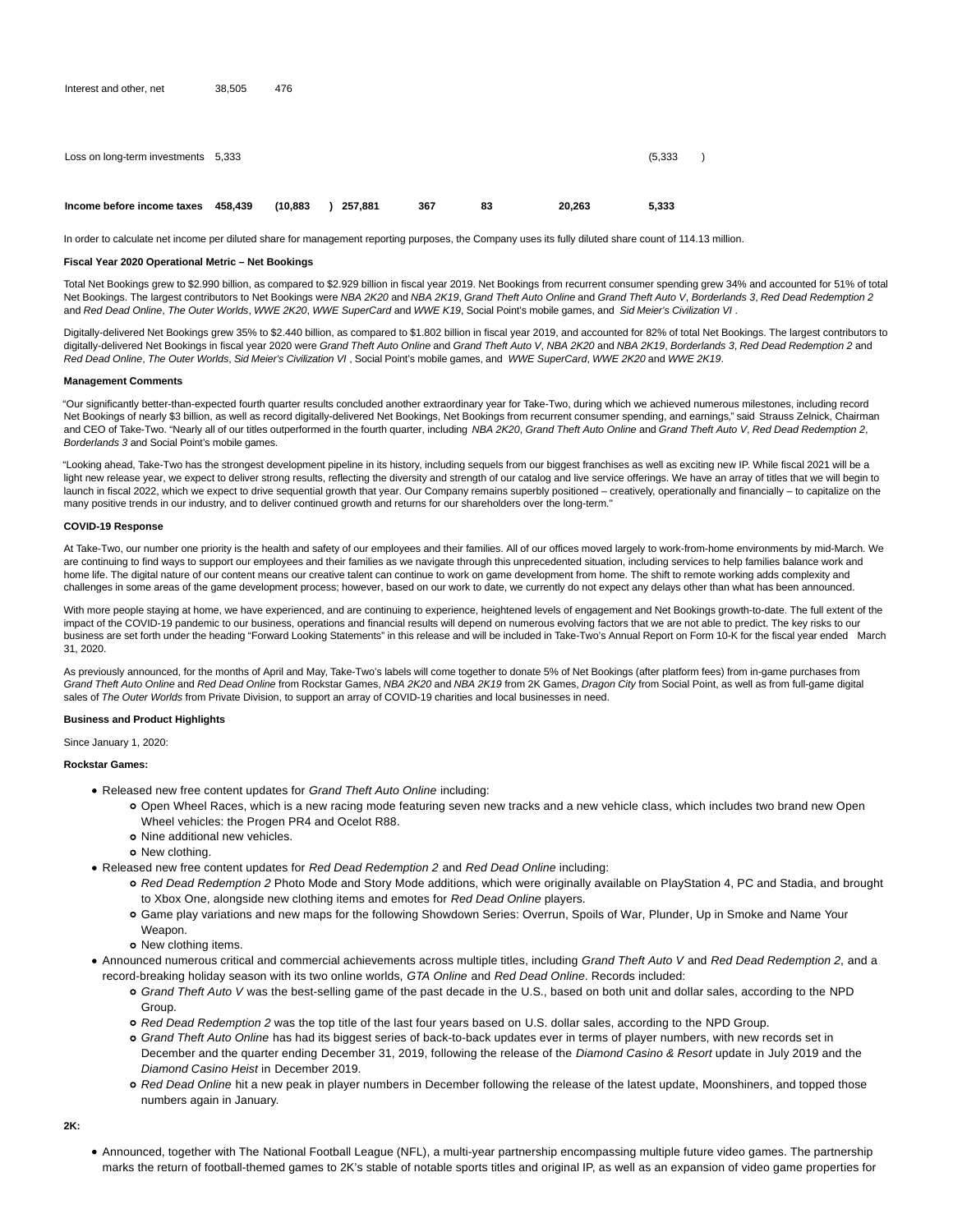| | | | | | | | |
|---|---|---|---|---|---|---|---|
| Interest and other, net | 38,505 | 476 | | | | | |
| Loss on long-term investments | 5,333 | | | | | | (5,333) |
| **Income before income taxes** | **458,439** | **(10,883)** | **257,881** | **367** | **83** | **20,263** | **5,333** |

In order to calculate net income per diluted share for management reporting purposes, the Company uses its fully diluted share count of 114.13 million.

**Fiscal Year 2020 Operational Metric – Net Bookings**

Total Net Bookings grew to $2.990 billion, as compared to $2.929 billion in fiscal year 2019. Net Bookings from recurrent consumer spending grew 34% and accounted for 51% of total Net Bookings. The largest contributors to Net Bookings were *NBA 2K20* and *NBA 2K19*, *Grand Theft Auto Online* and *Grand Theft Auto V*, *Borderlands 3*, *Red Dead Redemption 2* and *Red Dead Online*, *The Outer Worlds*, *WWE 2K20*, *WWE SuperCard* and *WWE K19*, Social Point's mobile games, and *Sid Meier's Civilization VI*.

Digitally-delivered Net Bookings grew 35% to $2.440 billion, as compared to $1.802 billion in fiscal year 2019, and accounted for 82% of total Net Bookings. The largest contributors to digitally-delivered Net Bookings in fiscal year 2020 were *Grand Theft Auto Online* and *Grand Theft Auto V*, *NBA 2K20* and *NBA 2K19*, *Borderlands 3*, *Red Dead Redemption 2* and *Red Dead Online*, *The Outer Worlds*, *Sid Meier's Civilization VI*, Social Point's mobile games, and *WWE SuperCard*, *WWE 2K20* and *WWE 2K19*.

**Management Comments**

"Our significantly better-than-expected fourth quarter results concluded another extraordinary year for Take-Two, during which we achieved numerous milestones, including record Net Bookings of nearly $3 billion, as well as record digitally-delivered Net Bookings, Net Bookings from recurrent consumer spending, and earnings," said Strauss Zelnick, Chairman and CEO of Take-Two. "Nearly all of our titles outperformed in the fourth quarter, including *NBA 2K20*, *Grand Theft Auto Online* and *Grand Theft Auto V*, *Red Dead Redemption 2*, *Borderlands 3* and Social Point's mobile games.

"Looking ahead, Take-Two has the strongest development pipeline in its history, including sequels from our biggest franchises as well as exciting new IP. While fiscal 2021 will be a light new release year, we expect to deliver strong results, reflecting the diversity and strength of our catalog and live service offerings. We have an array of titles that we will begin to launch in fiscal 2022, which we expect to drive sequential growth that year. Our Company remains superbly positioned – creatively, operationally and financially – to capitalize on the many positive trends in our industry, and to deliver continued growth and returns for our shareholders over the long-term."

**COVID-19 Response**

At Take-Two, our number one priority is the health and safety of our employees and their families. All of our offices moved largely to work-from-home environments by mid-March. We are continuing to find ways to support our employees and their families as we navigate through this unprecedented situation, including services to help families balance work and home life. The digital nature of our content means our creative talent can continue to work on game development from home. The shift to remote working adds complexity and challenges in some areas of the game development process; however, based on our work to date, we currently do not expect any delays other than what has been announced.

With more people staying at home, we have experienced, and are continuing to experience, heightened levels of engagement and Net Bookings growth-to-date. The full extent of the impact of the COVID-19 pandemic to our business, operations and financial results will depend on numerous evolving factors that we are not able to predict. The key risks to our business are set forth under the heading "Forward Looking Statements" in this release and will be included in Take-Two's Annual Report on Form 10-K for the fiscal year ended March 31, 2020.

As previously announced, for the months of April and May, Take-Two's labels will come together to donate 5% of Net Bookings (after platform fees) from in-game purchases from *Grand Theft Auto Online* and *Red Dead Online* from Rockstar Games, *NBA 2K20* and *NBA 2K19* from 2K Games, *Dragon City* from Social Point, as well as from full-game digital sales of *The Outer Worlds* from Private Division, to support an array of COVID-19 charities and local businesses in need.

**Business and Product Highlights**

Since January 1, 2020:

**Rockstar Games:**

- Released new free content updates for *Grand Theft Auto Online* including:
  - Open Wheel Races, which is a new racing mode featuring seven new tracks and a new vehicle class, which includes two brand new Open Wheel vehicles: the Progen PR4 and Ocelot R88.
  - Nine additional new vehicles.
  - New clothing.
- Released new free content updates for *Red Dead Redemption 2* and *Red Dead Online* including:
  - *Red Dead Redemption 2* Photo Mode and Story Mode additions, which were originally available on PlayStation 4, PC and Stadia, and brought to Xbox One, alongside new clothing items and emotes for *Red Dead Online* players.
  - Game play variations and new maps for the following Showdown Series: Overrun, Spoils of War, Plunder, Up in Smoke and Name Your Weapon.
  - New clothing items.
- Announced numerous critical and commercial achievements across multiple titles, including *Grand Theft Auto V* and *Red Dead Redemption 2*, and a record-breaking holiday season with its two online worlds, *GTA Online* and *Red Dead Online*. Records included:
  - *Grand Theft Auto V* was the best-selling game of the past decade in the U.S., based on both unit and dollar sales, according to the NPD Group.
  - *Red Dead Redemption 2* was the top title of the last four years based on U.S. dollar sales, according to the NPD Group.
  - *Grand Theft Auto Online* has had its biggest series of back-to-back updates ever in terms of player numbers, with new records set in December and the quarter ending December 31, 2019, following the release of the *Diamond Casino & Resort* update in July 2019 and the *Diamond Casino Heist* in December 2019.
  - *Red Dead Online* hit a new peak in player numbers in December following the release of the latest update, Moonshiners, and topped those numbers again in January.

**2K:**

- Announced, together with The National Football League (NFL), a multi-year partnership encompassing multiple future video games. The partnership marks the return of football-themed games to 2K's stable of notable sports titles and original IP, as well as an expansion of video game properties for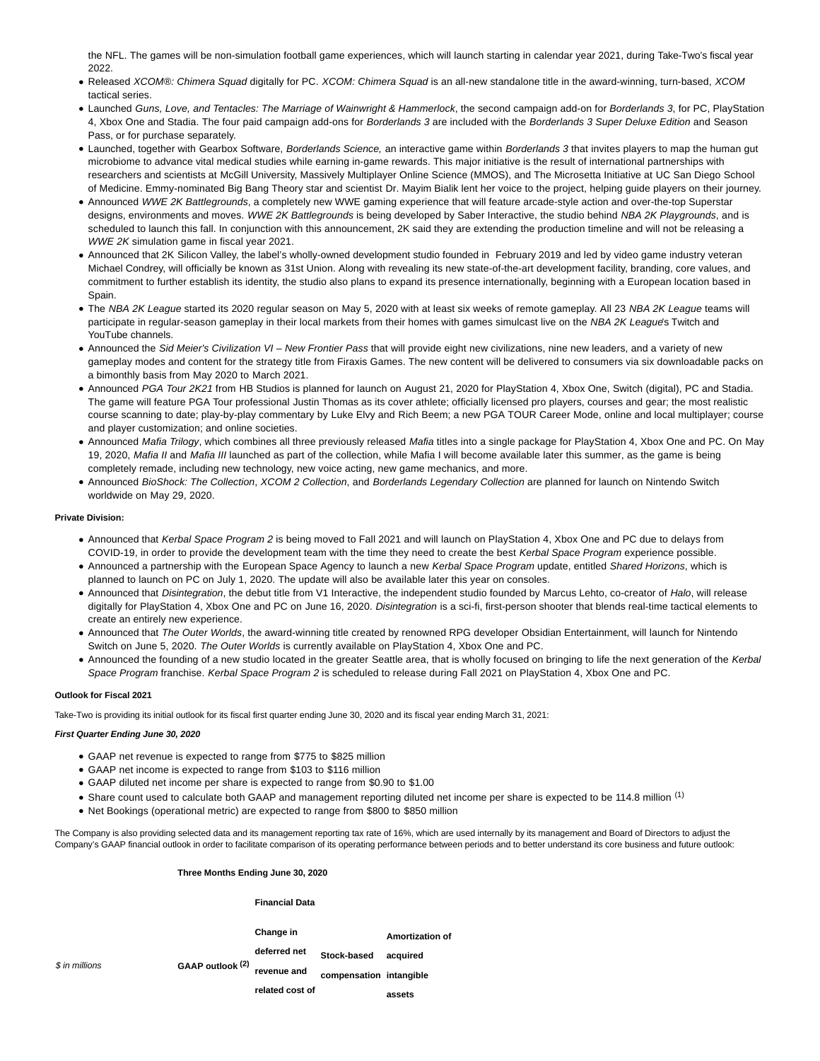the NFL. The games will be non-simulation football game experiences, which will launch starting in calendar year 2021, during Take-Two's fiscal year 2022.

- Released *XCOM®: Chimera Squad* digitally for PC. *XCOM: Chimera Squad* is an all-new standalone title in the award-winning, turn-based, *XCOM* tactical series.
- Launched *Guns, Love, and Tentacles: The Marriage of Wainwright & Hammerlock*, the second campaign add-on for *Borderlands 3*, for PC, PlayStation 4, Xbox One and Stadia. The four paid campaign add-ons for *Borderlands 3* are included with the *Borderlands 3 Super Deluxe Edition* and Season Pass, or for purchase separately.
- Launched, together with Gearbox Software, *Borderlands Science,* an interactive game within *Borderlands 3* that invites players to map the human gut microbiome to advance vital medical studies while earning in-game rewards. This major initiative is the result of international partnerships with researchers and scientists at McGill University, Massively Multiplayer Online Science (MMOS), and The Microsetta Initiative at UC San Diego School of Medicine. Emmy-nominated Big Bang Theory star and scientist Dr. Mayim Bialik lent her voice to the project, helping guide players on their journey.
- Announced *WWE 2K Battlegrounds*, a completely new WWE gaming experience that will feature arcade-style action and over-the-top Superstar designs, environments and moves. *WWE 2K Battlegrounds* is being developed by Saber Interactive, the studio behind *NBA 2K Playgrounds*, and is scheduled to launch this fall. In conjunction with this announcement, 2K said they are extending the production timeline and will not be releasing a *WWE 2K* simulation game in fiscal year 2021.
- Announced that 2K Silicon Valley, the label's wholly-owned development studio founded in February 2019 and led by video game industry veteran Michael Condrey, will officially be known as 31st Union. Along with revealing its new state-of-the-art development facility, branding, core values, and commitment to further establish its identity, the studio also plans to expand its presence internationally, beginning with a European location based in Spain.
- The *NBA 2K League* started its 2020 regular season on May 5, 2020 with at least six weeks of remote gameplay. All 23 *NBA 2K League* teams will participate in regular-season gameplay in their local markets from their homes with games simulcast live on the *NBA 2K League*'s Twitch and YouTube channels.
- Announced the *Sid Meier's Civilization VI – New Frontier Pass* that will provide eight new civilizations, nine new leaders, and a variety of new gameplay modes and content for the strategy title from Firaxis Games. The new content will be delivered to consumers via six downloadable packs on a bimonthly basis from May 2020 to March 2021.
- Announced *PGA Tour 2K21* from HB Studios is planned for launch on August 21, 2020 for PlayStation 4, Xbox One, Switch (digital), PC and Stadia. The game will feature PGA Tour professional Justin Thomas as its cover athlete; officially licensed pro players, courses and gear; the most realistic course scanning to date; play-by-play commentary by Luke Elvy and Rich Beem; a new PGA TOUR Career Mode, online and local multiplayer; course and player customization; and online societies.
- Announced *Mafia Trilogy*, which combines all three previously released *Mafia* titles into a single package for PlayStation 4, Xbox One and PC. On May 19, 2020, *Mafia II* and *Mafia III* launched as part of the collection, while Mafia I will become available later this summer, as the game is being completely remade, including new technology, new voice acting, new game mechanics, and more.
- Announced *BioShock: The Collection*, *XCOM 2 Collection*, and *Borderlands Legendary Collection* are planned for launch on Nintendo Switch worldwide on May 29, 2020.

**Private Division:**

- Announced that *Kerbal Space Program 2* is being moved to Fall 2021 and will launch on PlayStation 4, Xbox One and PC due to delays from COVID-19, in order to provide the development team with the time they need to create the best *Kerbal Space Program* experience possible.
- Announced a partnership with the European Space Agency to launch a new *Kerbal Space Program* update, entitled *Shared Horizons*, which is planned to launch on PC on July 1, 2020. The update will also be available later this year on consoles.
- Announced that *Disintegration*, the debut title from V1 Interactive, the independent studio founded by Marcus Lehto, co-creator of *Halo*, will release digitally for PlayStation 4, Xbox One and PC on June 16, 2020. *Disintegration* is a sci-fi, first-person shooter that blends real-time tactical elements to create an entirely new experience.
- Announced that *The Outer Worlds*, the award-winning title created by renowned RPG developer Obsidian Entertainment, will launch for Nintendo Switch on June 5, 2020. *The Outer Worlds* is currently available on PlayStation 4, Xbox One and PC.
- Announced the founding of a new studio located in the greater Seattle area, that is wholly focused on bringing to life the next generation of the *Kerbal Space Program* franchise. *Kerbal Space Program 2* is scheduled to release during Fall 2021 on PlayStation 4, Xbox One and PC.

**Outlook for Fiscal 2021**

Take-Two is providing its initial outlook for its fiscal first quarter ending June 30, 2020 and its fiscal year ending March 31, 2021:

***First Quarter Ending June 30, 2020***

- GAAP net revenue is expected to range from $775 to $825 million
- GAAP net income is expected to range from $103 to $116 million
- GAAP diluted net income per share is expected to range from $0.90 to $1.00
- Share count used to calculate both GAAP and management reporting diluted net income per share is expected to be 114.8 million [(1)]
- Net Bookings (operational metric) are expected to range from $800 to $850 million

The Company is also providing selected data and its management reporting tax rate of 16%, which are used internally by its management and Board of Directors to adjust the Company's GAAP financial outlook in order to facilitate comparison of its operating performance between periods and to better understand its core business and future outlook:

| **Three Months Ending June 30, 2020** | | | | |
|---|---|---|---|---|
| | | **Financial Data** | | |
| *$ in millions* | **GAAP outlook [(2)]** | **Change in deferred net revenue and related cost of** | **Stock-based compensation** | **Amortization of acquired intangible assets** |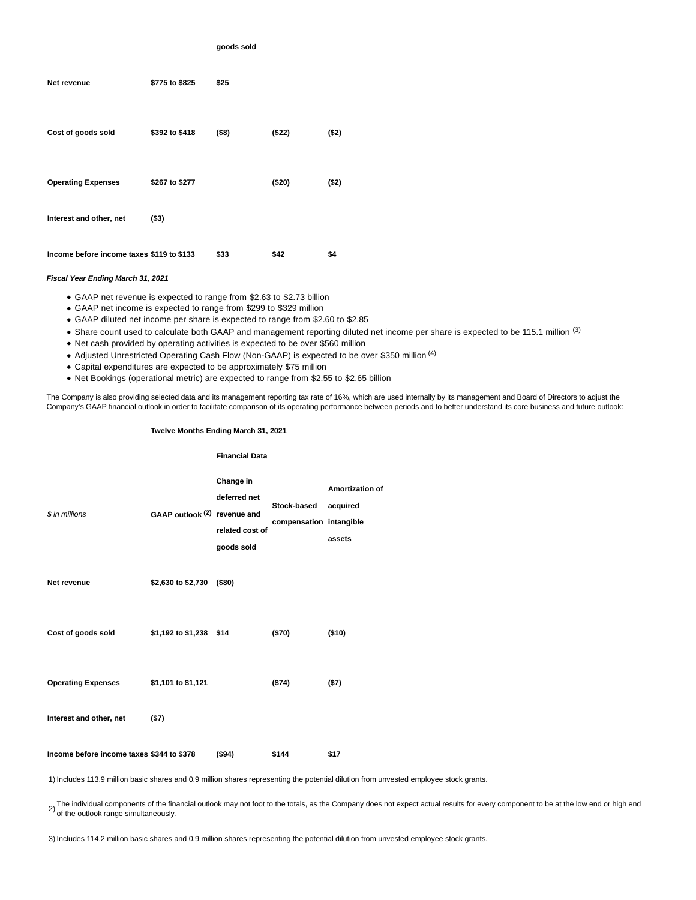| | | goods sold | | |
|---|---|---|---|---|
| **Net revenue** | **$775 to $825** | **$25** | | |
| **Cost of goods sold** | **$392 to $418** | **($8)** | **($22)** | **($2)** |
| **Operating Expenses** | **$267 to $277** | | **($20)** | **($2)** |
| **Interest and other, net** | **($3)** | | | |
| **Income before income taxes** | **$119 to $133** | **$33** | **$42** | **$4** |

***Fiscal Year Ending March 31, 2021***

- GAAP net revenue is expected to range from $2.63 to $2.73 billion
- GAAP net income is expected to range from $299 to $329 million
- GAAP diluted net income per share is expected to range from $2.60 to $2.85
- Share count used to calculate both GAAP and management reporting diluted net income per share is expected to be 115.1 million (3)
- Net cash provided by operating activities is expected to be over $560 million
- Adjusted Unrestricted Operating Cash Flow (Non-GAAP) is expected to be over $350 million (4)
- Capital expenditures are expected to be approximately $75 million
- Net Bookings (operational metric) are expected to range from $2.55 to $2.65 billion

The Company is also providing selected data and its management reporting tax rate of 16%, which are used internally by its management and Board of Directors to adjust the Company's GAAP financial outlook in order to facilitate comparison of its operating performance between periods and to better understand its core business and future outlook:

| | **Twelve Months Ending March 31, 2021** | | | |
|---|---|---|---|---|
| | | **Financial Data** | | |
| *$ in millions* | **GAAP outlook (2)** | **Change in deferred net revenue and related cost of goods sold** | **Stock-based compensation** | **Amortization of acquired intangible assets** |
| **Net revenue** | **$2,630 to $2,730** | **($80)** | | |
| **Cost of goods sold** | **$1,192 to $1,238** | **$14** | **($70)** | **($10)** |
| **Operating Expenses** | **$1,101 to $1,121** | | **($74)** | **($7)** |
| **Interest and other, net** | **($7)** | | | |
| **Income before income taxes** | **$344 to $378** | **($94)** | **$144** | **$17** |

1) Includes 113.9 million basic shares and 0.9 million shares representing the potential dilution from unvested employee stock grants.

2) The individual components of the financial outlook may not foot to the totals, as the Company does not expect actual results for every component to be at the low end or high end of the outlook range simultaneously.

3) Includes 114.2 million basic shares and 0.9 million shares representing the potential dilution from unvested employee stock grants.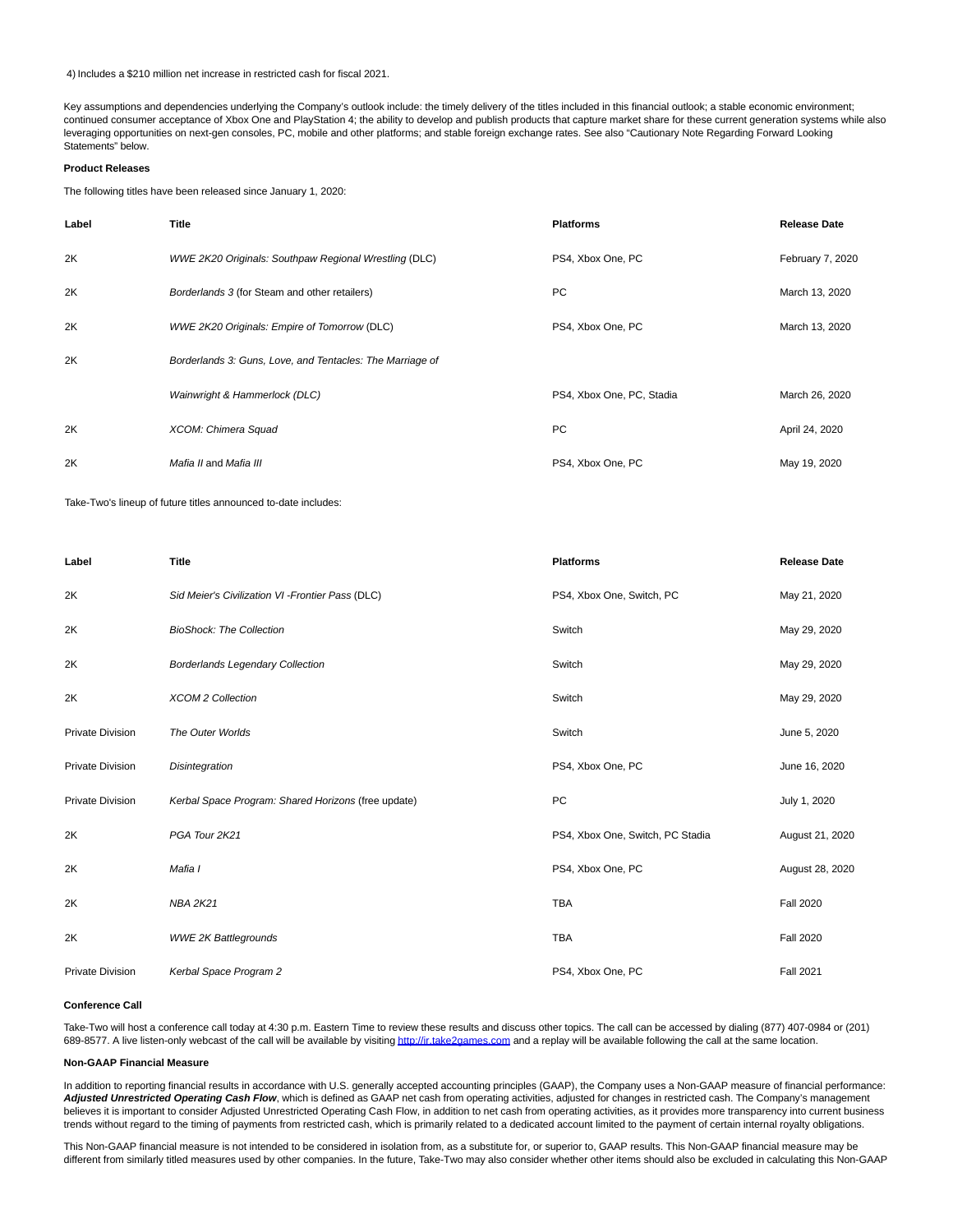4) Includes a $210 million net increase in restricted cash for fiscal 2021.

Key assumptions and dependencies underlying the Company's outlook include: the timely delivery of the titles included in this financial outlook; a stable economic environment; continued consumer acceptance of Xbox One and PlayStation 4; the ability to develop and publish products that capture market share for these current generation systems while also leveraging opportunities on next-gen consoles, PC, mobile and other platforms; and stable foreign exchange rates. See also "Cautionary Note Regarding Forward Looking Statements" below.

**Product Releases**

The following titles have been released since January 1, 2020:

| Label | Title | Platforms | Release Date |
|---|---|---|---|
| 2K | *WWE 2K20 Originals: Southpaw Regional Wrestling* (DLC) | PS4, Xbox One, PC | February 7, 2020 |
| 2K | *Borderlands 3* (for Steam and other retailers) | PC | March 13, 2020 |
| 2K | *WWE 2K20 Originals: Empire of Tomorrow* (DLC) | PS4, Xbox One, PC | March 13, 2020 |
| 2K | *Borderlands 3: Guns, Love, and Tentacles: The Marriage of Wainwright & Hammerlock (DLC)* | PS4, Xbox One, PC, Stadia | March 26, 2020 |
| 2K | *XCOM: Chimera Squad* | PC | April 24, 2020 |
| 2K | *Mafia II* and *Mafia III* | PS4, Xbox One, PC | May 19, 2020 |

Take-Two's lineup of future titles announced to-date includes:

| Label | Title | Platforms | Release Date |
|---|---|---|---|
| 2K | *Sid Meier's Civilization VI -Frontier Pass* (DLC) | PS4, Xbox One, Switch, PC | May 21, 2020 |
| 2K | *BioShock: The Collection* | Switch | May 29, 2020 |
| 2K | *Borderlands Legendary Collection* | Switch | May 29, 2020 |
| 2K | *XCOM 2 Collection* | Switch | May 29, 2020 |
| Private Division | *The Outer Worlds* | Switch | June 5, 2020 |
| Private Division | *Disintegration* | PS4, Xbox One, PC | June 16, 2020 |
| Private Division | *Kerbal Space Program: Shared Horizons* (free update) | PC | July 1, 2020 |
| 2K | *PGA Tour 2K21* | PS4, Xbox One, Switch, PC Stadia | August 21, 2020 |
| 2K | *Mafia I* | PS4, Xbox One, PC | August 28, 2020 |
| 2K | *NBA 2K21* | TBA | Fall 2020 |
| 2K | *WWE 2K Battlegrounds* | TBA | Fall 2020 |
| Private Division | *Kerbal Space Program 2* | PS4, Xbox One, PC | Fall 2021 |

**Conference Call**

Take-Two will host a conference call today at 4:30 p.m. Eastern Time to review these results and discuss other topics. The call can be accessed by dialing (877) 407-0984 or (201) 689-8577. A live listen-only webcast of the call will be available by visiting http://ir.take2games.com and a replay will be available following the call at the same location.

**Non-GAAP Financial Measure**

In addition to reporting financial results in accordance with U.S. generally accepted accounting principles (GAAP), the Company uses a Non-GAAP measure of financial performance: ***Adjusted Unrestricted Operating Cash Flow***, which is defined as GAAP net cash from operating activities, adjusted for changes in restricted cash. The Company's management believes it is important to consider Adjusted Unrestricted Operating Cash Flow, in addition to net cash from operating activities, as it provides more transparency into current business trends without regard to the timing of payments from restricted cash, which is primarily related to a dedicated account limited to the payment of certain internal royalty obligations.

This Non-GAAP financial measure is not intended to be considered in isolation from, as a substitute for, or superior to, GAAP results. This Non-GAAP financial measure may be different from similarly titled measures used by other companies. In the future, Take-Two may also consider whether other items should also be excluded in calculating this Non-GAAP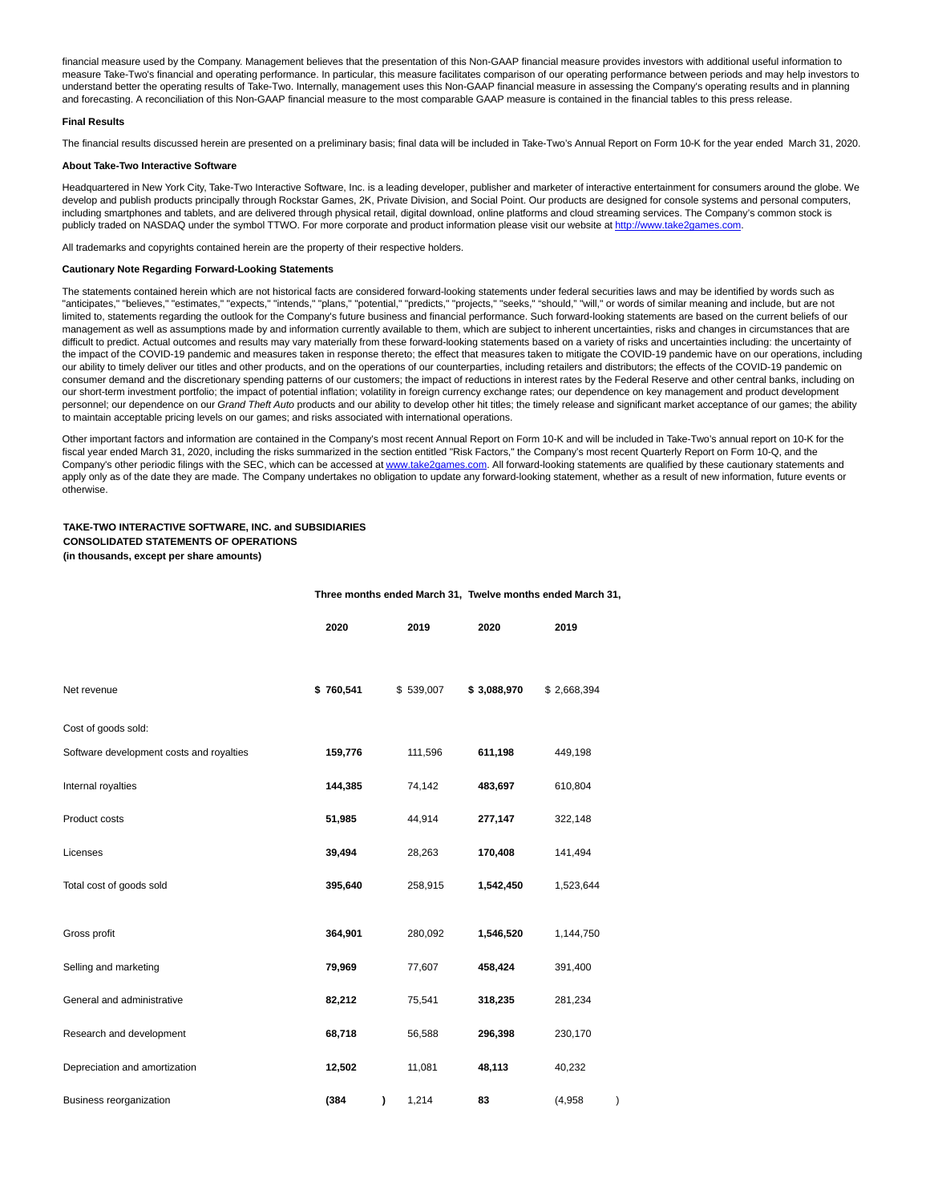financial measure used by the Company. Management believes that the presentation of this Non-GAAP financial measure provides investors with additional useful information to measure Take-Two's financial and operating performance. In particular, this measure facilitates comparison of our operating performance between periods and may help investors to understand better the operating results of Take-Two. Internally, management uses this Non-GAAP financial measure in assessing the Company's operating results and in planning and forecasting. A reconciliation of this Non-GAAP financial measure to the most comparable GAAP measure is contained in the financial tables to this press release.

**Final Results**

The financial results discussed herein are presented on a preliminary basis; final data will be included in Take-Two's Annual Report on Form 10-K for the year ended March 31, 2020.

**About Take-Two Interactive Software**

Headquartered in New York City, Take-Two Interactive Software, Inc. is a leading developer, publisher and marketer of interactive entertainment for consumers around the globe. We develop and publish products principally through Rockstar Games, 2K, Private Division, and Social Point. Our products are designed for console systems and personal computers, including smartphones and tablets, and are delivered through physical retail, digital download, online platforms and cloud streaming services. The Company's common stock is publicly traded on NASDAQ under the symbol TTWO. For more corporate and product information please visit our website at http://www.take2games.com.

All trademarks and copyrights contained herein are the property of their respective holders.

**Cautionary Note Regarding Forward-Looking Statements**

The statements contained herein which are not historical facts are considered forward-looking statements under federal securities laws and may be identified by words such as "anticipates," "believes," "estimates," "expects," "intends," "plans," "potential," "predicts," "projects," "seeks," "should," "will," or words of similar meaning and include, but are not limited to, statements regarding the outlook for the Company's future business and financial performance. Such forward-looking statements are based on the current beliefs of our management as well as assumptions made by and information currently available to them, which are subject to inherent uncertainties, risks and changes in circumstances that are difficult to predict. Actual outcomes and results may vary materially from these forward-looking statements based on a variety of risks and uncertainties including: the uncertainty of the impact of the COVID-19 pandemic and measures taken in response thereto; the effect that measures taken to mitigate the COVID-19 pandemic have on our operations, including our ability to timely deliver our titles and other products, and on the operations of our counterparties, including retailers and distributors; the effects of the COVID-19 pandemic on consumer demand and the discretionary spending patterns of our customers; the impact of reductions in interest rates by the Federal Reserve and other central banks, including on our short-term investment portfolio; the impact of potential inflation; volatility in foreign currency exchange rates; our dependence on key management and product development personnel; our dependence on our *Grand Theft Auto* products and our ability to develop other hit titles; the timely release and significant market acceptance of our games; the ability to maintain acceptable pricing levels on our games; and risks associated with international operations.

Other important factors and information are contained in the Company's most recent Annual Report on Form 10-K and will be included in Take-Two's annual report on 10-K for the fiscal year ended March 31, 2020, including the risks summarized in the section entitled "Risk Factors," the Company's most recent Quarterly Report on Form 10-Q, and the Company's other periodic filings with the SEC, which can be accessed at www.take2games.com. All forward-looking statements are qualified by these cautionary statements and apply only as of the date they are made. The Company undertakes no obligation to update any forward-looking statement, whether as a result of new information, future events or otherwise.

**TAKE-TWO INTERACTIVE SOFTWARE, INC. and SUBSIDIARIES**
**CONSOLIDATED STATEMENTS OF OPERATIONS**
**(in thousands, except per share amounts)**

| | Three months ended March 31, | | Twelve months ended March 31, | |
|---|---|---|---|---|
| | **2020** | **2019** | **2020** | **2019** |
| Net revenue | **$ 760,541** | $ 539,007 | **$ 3,088,970** | $ 2,668,394 |
| Cost of goods sold: | | | | |
| Software development costs and royalties | **159,776** | 111,596 | **611,198** | 449,198 |
| Internal royalties | **144,385** | 74,142 | **483,697** | 610,804 |
| Product costs | **51,985** | 44,914 | **277,147** | 322,148 |
| Licenses | **39,494** | 28,263 | **170,408** | 141,494 |
| Total cost of goods sold | **395,640** | 258,915 | **1,542,450** | 1,523,644 |
| Gross profit | **364,901** | 280,092 | **1,546,520** | 1,144,750 |
| Selling and marketing | **79,969** | 77,607 | **458,424** | 391,400 |
| General and administrative | **82,212** | 75,541 | **318,235** | 281,234 |
| Research and development | **68,718** | 56,588 | **296,398** | 230,170 |
| Depreciation and amortization | **12,502** | 11,081 | **48,113** | 40,232 |
| Business reorganization | **(384)** | 1,214 | **83** | (4,958) |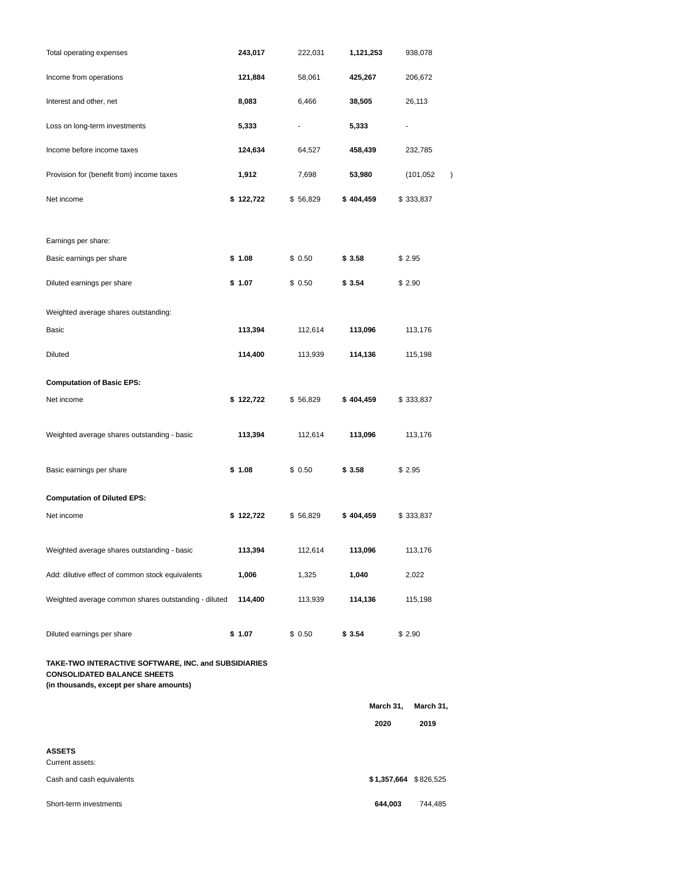| | | | | |
|---|---|---|---|---|
| Total operating expenses | **243,017** | 222,031 | **1,121,253** | 938,078 |
| Income from operations | **121,884** | 58,061 | **425,267** | 206,672 |
| Interest and other, net | **8,083** | 6,466 | **38,505** | 26,113 |
| Loss on long-term investments | **5,333** | - | **5,333** | - |
| Income before income taxes | **124,634** | 64,527 | **458,439** | 232,785 |
| Provision for (benefit from) income taxes | **1,912** | 7,698 | **53,980** | (101,052) |
| Net income | **$ 122,722** | $ 56,829 | **$ 404,459** | $ 333,837 |
| | | | | |
| Earnings per share: | | | | |
| Basic earnings per share | **$ 1.08** | $ 0.50 | **$ 3.58** | $ 2.95 |
| Diluted earnings per share | **$ 1.07** | $ 0.50 | **$ 3.54** | $ 2.90 |
| | | | | |
| Weighted average shares outstanding: | | | | |
| Basic | **113,394** | 112,614 | **113,096** | 113,176 |
| Diluted | **114,400** | 113,939 | **114,136** | 115,198 |
| | | | | |
| **Computation of Basic EPS:** | | | | |
| Net income | **$ 122,722** | $ 56,829 | **$ 404,459** | $ 333,837 |
| Weighted average shares outstanding - basic | **113,394** | 112,614 | **113,096** | 113,176 |
| Basic earnings per share | **$ 1.08** | $ 0.50 | **$ 3.58** | $ 2.95 |
| | | | | |
| **Computation of Diluted EPS:** | | | | |
| Net income | **$ 122,722** | $ 56,829 | **$ 404,459** | $ 333,837 |
| Weighted average shares outstanding - basic | **113,394** | 112,614 | **113,096** | 113,176 |
| Add: dilutive effect of common stock equivalents | **1,006** | 1,325 | **1,040** | 2,022 |
| Weighted average common shares outstanding - diluted | **114,400** | 113,939 | **114,136** | 115,198 |
| Diluted earnings per share | **$ 1.07** | $ 0.50 | **$ 3.54** | $ 2.90 |

**TAKE-TWO INTERACTIVE SOFTWARE, INC. and SUBSIDIARIES**
**CONSOLIDATED BALANCE SHEETS**
**(in thousands, except per share amounts)**

| | **March 31, 2020** | **March 31, 2019** |
|---|---|---|
| **ASSETS** | | |
| Current assets: | | |
| Cash and cash equivalents | **$1,357,664** | $826,525 |
| Short-term investments | **644,003** | 744,485 |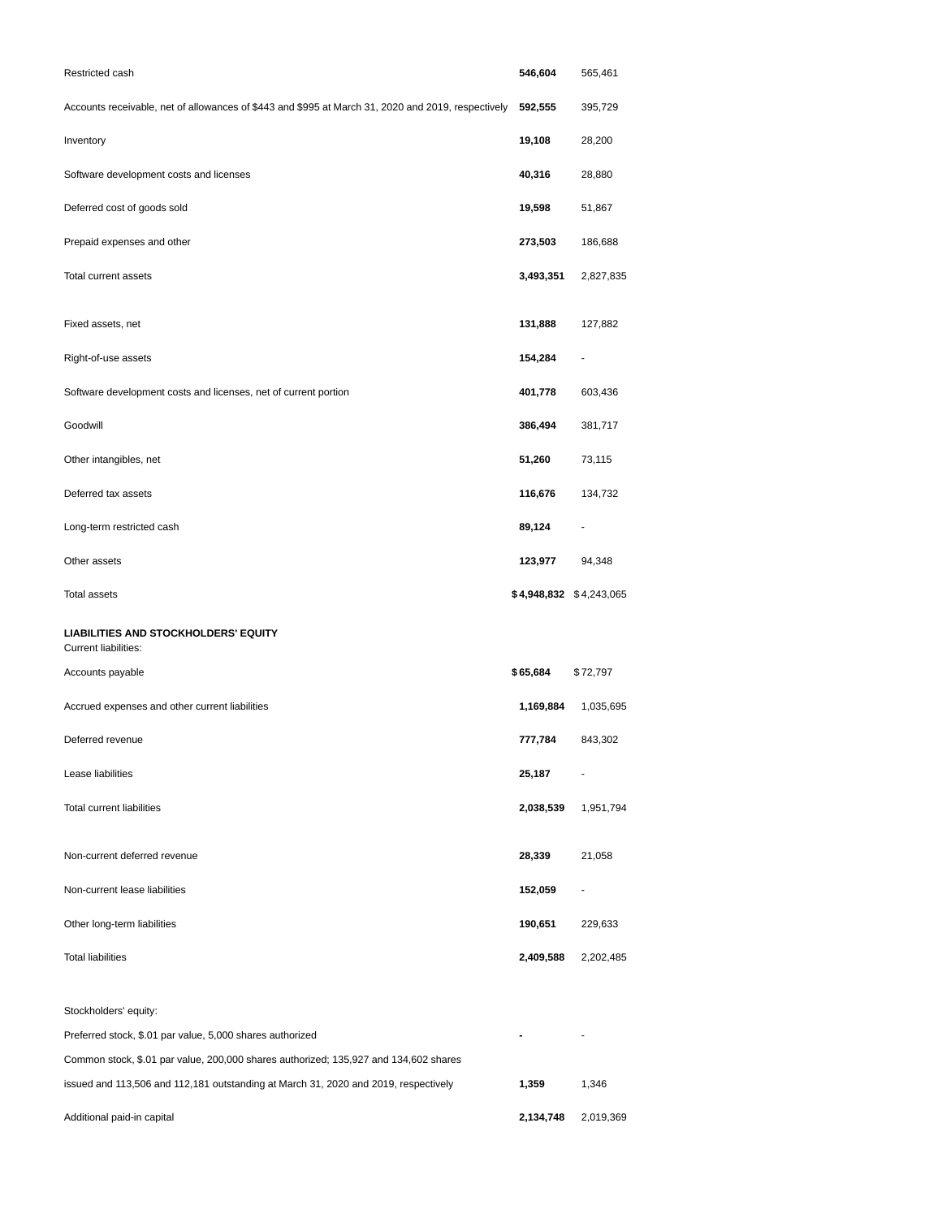| | | |
|---|---|---|
| Restricted cash | **546,604** | 565,461 |
| Accounts receivable, net of allowances of $443 and $995 at March 31, 2020 and 2019, respectively | **592,555** | 395,729 |
| Inventory | **19,108** | 28,200 |
| Software development costs and licenses | **40,316** | 28,880 |
| Deferred cost of goods sold | **19,598** | 51,867 |
| Prepaid expenses and other | **273,503** | 186,688 |
| Total current assets | **3,493,351** | 2,827,835 |
| | | |
| Fixed assets, net | **131,888** | 127,882 |
| Right-of-use assets | **154,284** | - |
| Software development costs and licenses, net of current portion | **401,778** | 603,436 |
| Goodwill | **386,494** | 381,717 |
| Other intangibles, net | **51,260** | 73,115 |
| Deferred tax assets | **116,676** | 134,732 |
| Long-term restricted cash | **89,124** | - |
| Other assets | **123,977** | 94,348 |
| Total assets | **$ 4,948,832** | $ 4,243,065 |
| | | |
| **LIABILITIES AND STOCKHOLDERS' EQUITY** | | |
| Current liabilities: | | |
| Accounts payable | **$ 65,684** | $ 72,797 |
| Accrued expenses and other current liabilities | **1,169,884** | 1,035,695 |
| Deferred revenue | **777,784** | 843,302 |
| Lease liabilities | **25,187** | - |
| Total current liabilities | **2,038,539** | 1,951,794 |
| | | |
| Non-current deferred revenue | **28,339** | 21,058 |
| Non-current lease liabilities | **152,059** | - |
| Other long-term liabilities | **190,651** | 229,633 |
| Total liabilities | **2,409,588** | 2,202,485 |
| | | |
| Stockholders' equity: | | |
| Preferred stock, $.01 par value, 5,000 shares authorized | **-** | - |
| Common stock, $.01 par value, 200,000 shares authorized; 135,927 and 134,602 shares issued and 113,506 and 112,181 outstanding at March 31, 2020 and 2019, respectively | **1,359** | 1,346 |
| Additional paid-in capital | **2,134,748** | 2,019,369 |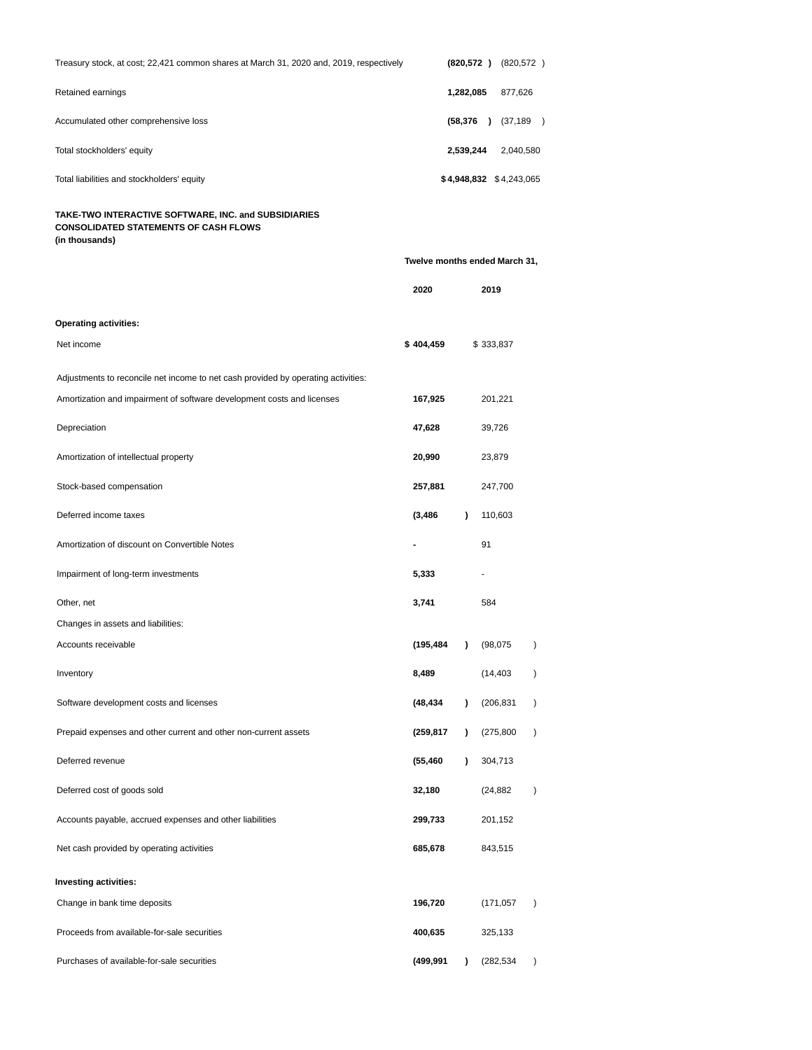| | | |
|---|---|---|
| Treasury stock, at cost; 22,421 common shares at March 31, 2020 and, 2019, respectively | **(820,572 )** | (820,572 ) |
| Retained earnings | **1,282,085** | 877,626 |
| Accumulated other comprehensive loss | **(58,376 )** | (37,189 ) |
| Total stockholders' equity | **2,539,244** | 2,040,580 |
| Total liabilities and stockholders' equity | **$ 4,948,832** | $ 4,243,065 |

**TAKE-TWO INTERACTIVE SOFTWARE, INC. and SUBSIDIARIES**
**CONSOLIDATED STATEMENTS OF CASH FLOWS**
**(in thousands)**

| | **Twelve months ended March 31,** | |
|---|---|---|
| | **2020** | **2019** |
| **Operating activities:** | | |
| Net income | **$ 404,459** | $ 333,837 |
| Adjustments to reconcile net income to net cash provided by operating activities: | | |
| Amortization and impairment of software development costs and licenses | **167,925** | 201,221 |
| Depreciation | **47,628** | 39,726 |
| Amortization of intellectual property | **20,990** | 23,879 |
| Stock-based compensation | **257,881** | 247,700 |
| Deferred income taxes | **(3,486 )** | 110,603 |
| Amortization of discount on Convertible Notes | **-** | 91 |
| Impairment of long-term investments | **5,333** | - |
| Other, net | **3,741** | 584 |
| Changes in assets and liabilities: | | |
| Accounts receivable | **(195,484 )** | (98,075 ) |
| Inventory | **8,489** | (14,403 ) |
| Software development costs and licenses | **(48,434 )** | (206,831 ) |
| Prepaid expenses and other current and other non-current assets | **(259,817 )** | (275,800 ) |
| Deferred revenue | **(55,460 )** | 304,713 |
| Deferred cost of goods sold | **32,180** | (24,882 ) |
| Accounts payable, accrued expenses and other liabilities | **299,733** | 201,152 |
| Net cash provided by operating activities | **685,678** | 843,515 |
| **Investing activities:** | | |
| Change in bank time deposits | **196,720** | (171,057 ) |
| Proceeds from available-for-sale securities | **400,635** | 325,133 |
| Purchases of available-for-sale securities | **(499,991 )** | (282,534 ) |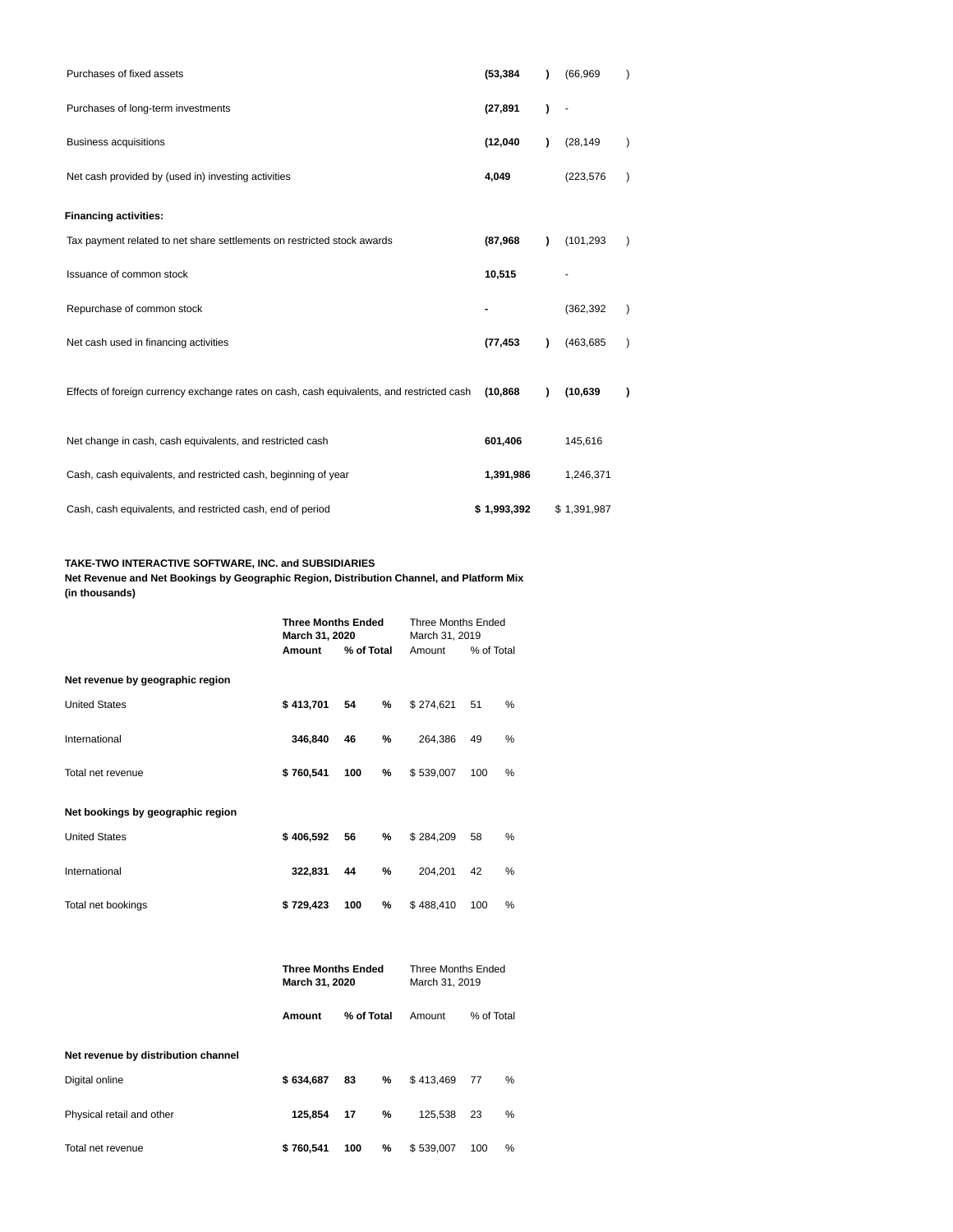| | | |
|---|---|---|
| Purchases of fixed assets | **(53,384)** | (66,969) |
| Purchases of long-term investments | **(27,891)** | - |
| Business acquisitions | **(12,040)** | (28,149) |
| Net cash provided by (used in) investing activities | **4,049** | (223,576) |
| **Financing activities:** | | |
| Tax payment related to net share settlements on restricted stock awards | **(87,968)** | (101,293) |
| Issuance of common stock | **10,515** | - |
| Repurchase of common stock | **-** | (362,392) |
| Net cash used in financing activities | **(77,453)** | (463,685) |
| Effects of foreign currency exchange rates on cash, cash equivalents, and restricted cash | **(10,868)** | **(10,639)** |
| Net change in cash, cash equivalents, and restricted cash | **601,406** | 145,616 |
| Cash, cash equivalents, and restricted cash, beginning of year | **1,391,986** | 1,246,371 |
| Cash, cash equivalents, and restricted cash, end of period | **$ 1,993,392** | $ 1,391,987 |

**TAKE-TWO INTERACTIVE SOFTWARE, INC. and SUBSIDIARIES**
**Net Revenue and Net Bookings by Geographic Region, Distribution Channel, and Platform Mix**
**(in thousands)**

| | **Three Months Ended March 31, 2020** | | Three Months Ended March 31, 2019 | |
|---|---|---|---|---|
| | **Amount** | **% of Total** | Amount | % of Total |
| **Net revenue by geographic region** | | | | |
| United States | **$ 413,701** | **54 %** | $ 274,621 | 51 % |
| International | **346,840** | **46 %** | 264,386 | 49 % |
| Total net revenue | **$ 760,541** | **100 %** | $ 539,007 | 100 % |
| **Net bookings by geographic region** | | | | |
| United States | **$ 406,592** | **56 %** | $ 284,209 | 58 % |
| International | **322,831** | **44 %** | 204,201 | 42 % |
| Total net bookings | **$ 729,423** | **100 %** | $ 488,410 | 100 % |

| | **Three Months Ended March 31, 2020** | | Three Months Ended March 31, 2019 | |
|---|---|---|---|---|
| | **Amount** | **% of Total** | Amount | % of Total |
| **Net revenue by distribution channel** | | | | |
| Digital online | **$ 634,687** | **83 %** | $ 413,469 | 77 % |
| Physical retail and other | **125,854** | **17 %** | 125,538 | 23 % |
| Total net revenue | **$ 760,541** | **100 %** | $ 539,007 | 100 % |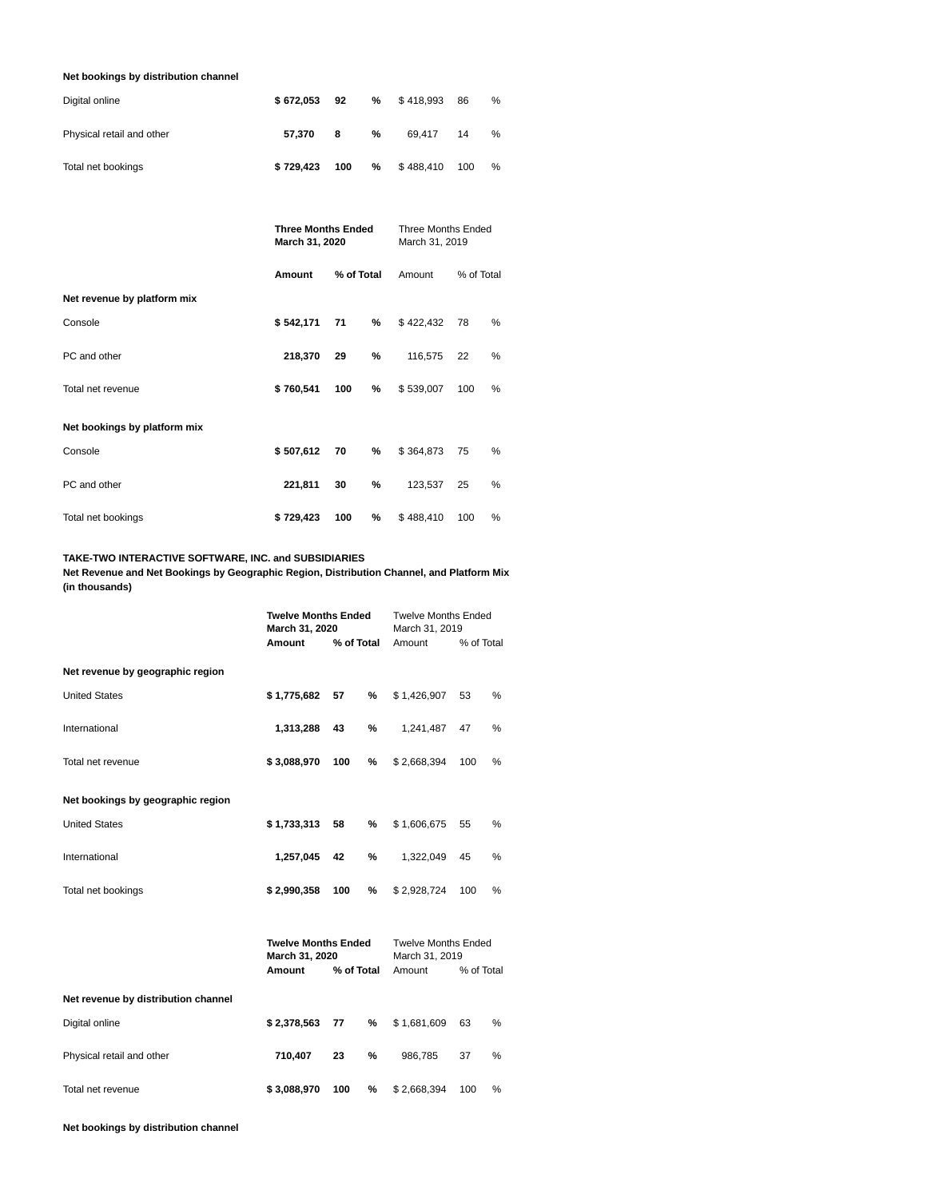| | Amount | % of Total | | Amount | % of Total | |
|---|---|---|---|---|---|---|
| **Net bookings by distribution channel** | | | | | | |
| Digital online | **$ 672,053** | **92** | **%** | $ 418,993 | 86 | % |
| Physical retail and other | **57,370** | **8** | **%** | 69,417 | 14 | % |
| Total net bookings | **$ 729,423** | **100** | **%** | $ 488,410 | 100 | % |

| | **Three Months Ended March 31, 2020** | | | Three Months Ended March 31, 2019 | | |
|---|---|---|---|---|---|---|
| | **Amount** | **% of Total** | | Amount | % of Total | |
| **Net revenue by platform mix** | | | | | | |
| Console | **$ 542,171** | **71** | **%** | $ 422,432 | 78 | % |
| PC and other | **218,370** | **29** | **%** | 116,575 | 22 | % |
| Total net revenue | **$ 760,541** | **100** | **%** | $ 539,007 | 100 | % |
| **Net bookings by platform mix** | | | | | | |
| Console | **$ 507,612** | **70** | **%** | $ 364,873 | 75 | % |
| PC and other | **221,811** | **30** | **%** | 123,537 | 25 | % |
| Total net bookings | **$ 729,423** | **100** | **%** | $ 488,410 | 100 | % |

**TAKE-TWO INTERACTIVE SOFTWARE, INC. and SUBSIDIARIES**
**Net Revenue and Net Bookings by Geographic Region, Distribution Channel, and Platform Mix**
**(in thousands)**

| | **Twelve Months Ended March 31, 2020** | | | Twelve Months Ended March 31, 2019 | | |
|---|---|---|---|---|---|---|
| | **Amount** | **% of Total** | | Amount | % of Total | |
| **Net revenue by geographic region** | | | | | | |
| United States | **$ 1,775,682** | **57** | **%** | $ 1,426,907 | 53 | % |
| International | **1,313,288** | **43** | **%** | 1,241,487 | 47 | % |
| Total net revenue | **$ 3,088,970** | **100** | **%** | $ 2,668,394 | 100 | % |
| **Net bookings by geographic region** | | | | | | |
| United States | **$ 1,733,313** | **58** | **%** | $ 1,606,675 | 55 | % |
| International | **1,257,045** | **42** | **%** | 1,322,049 | 45 | % |
| Total net bookings | **$ 2,990,358** | **100** | **%** | $ 2,928,724 | 100 | % |

| | **Twelve Months Ended March 31, 2020** | | | Twelve Months Ended March 31, 2019 | | |
|---|---|---|---|---|---|---|
| | **Amount** | **% of Total** | | Amount | % of Total | |
| **Net revenue by distribution channel** | | | | | | |
| Digital online | **$ 2,378,563** | **77** | **%** | $ 1,681,609 | 63 | % |
| Physical retail and other | **710,407** | **23** | **%** | 986,785 | 37 | % |
| Total net revenue | **$ 3,088,970** | **100** | **%** | $ 2,668,394 | 100 | % |

**Net bookings by distribution channel**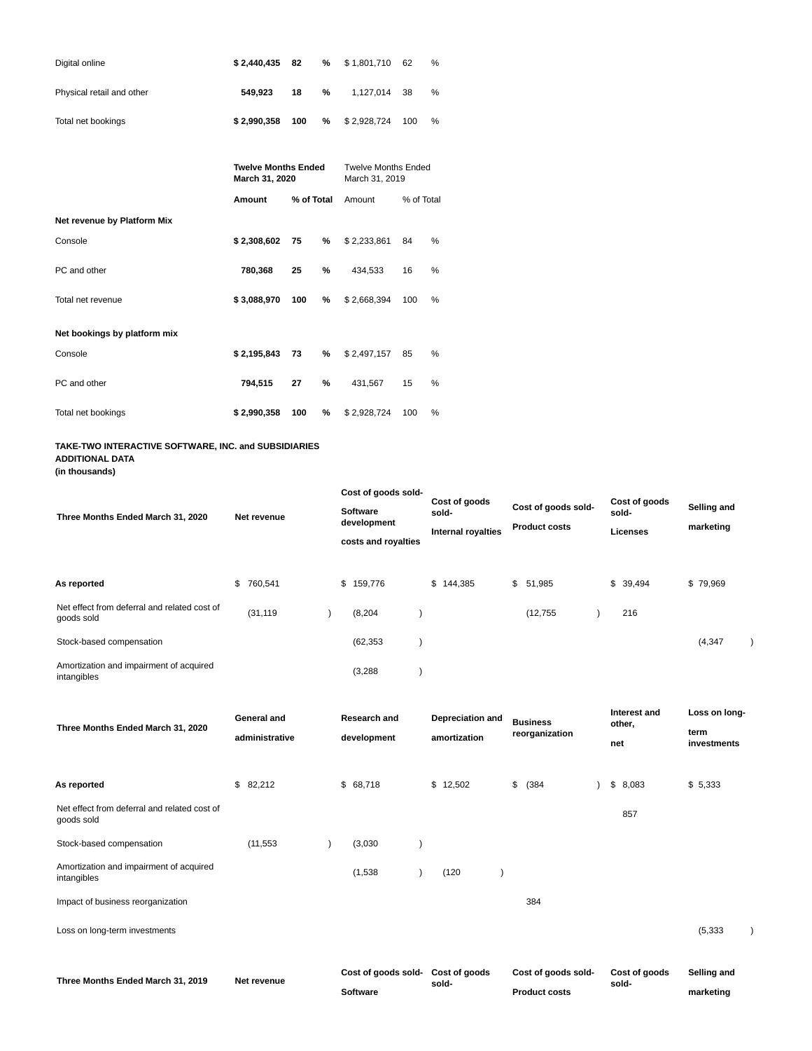| | | | | | | |
|---|---|---|---|---|---|---|
| Digital online | **$ 2,440,435** | **82** | **%** | $ 1,801,710 | 62 | % |
| Physical retail and other | **549,923** | **18** | **%** | 1,127,014 | 38 | % |
| Total net bookings | **$ 2,990,358** | **100** | **%** | $ 2,928,724 | 100 | % |

| | **Twelve Months Ended March 31, 2020** | | | Twelve Months Ended March 31, 2019 | | |
|---|---|---|---|---|---|---|
| | **Amount** | **% of Total** | | Amount | % of Total | |
| **Net revenue by Platform Mix** | | | | | | |
| Console | **$ 2,308,602** | **75** | **%** | $ 2,233,861 | 84 | % |
| PC and other | **780,368** | **25** | **%** | 434,533 | 16 | % |
| Total net revenue | **$ 3,088,970** | **100** | **%** | $ 2,668,394 | 100 | % |
| **Net bookings by platform mix** | | | | | | |
| Console | **$ 2,195,843** | **73** | **%** | $ 2,497,157 | 85 | % |
| PC and other | **794,515** | **27** | **%** | 431,567 | 15 | % |
| Total net bookings | **$ 2,990,358** | **100** | **%** | $ 2,928,724 | 100 | % |

**TAKE-TWO INTERACTIVE SOFTWARE, INC. and SUBSIDIARIES**
**ADDITIONAL DATA**
**(in thousands)**

| **Three Months Ended March 31, 2020** | **Net revenue** | **Cost of goods sold- Software development costs and royalties** | **Cost of goods sold- Internal royalties** | **Cost of goods sold- Product costs** | **Cost of goods sold- Licenses** | **Selling and marketing** |
|---|---|---|---|---|---|---|
| **As reported** | $ 760,541 | $ 159,776 | $ 144,385 | $ 51,985 | $ 39,494 | $ 79,969 |
| Net effect from deferral and related cost of goods sold | (31,119) | (8,204) | | (12,755) | 216 | |
| Stock-based compensation | | (62,353) | | | | (4,347) |
| Amortization and impairment of acquired intangibles | | (3,288) | | | | |

| **Three Months Ended March 31, 2020** | **General and administrative** | **Research and development** | **Depreciation and amortization** | **Business reorganization** | **Interest and other, net** | **Loss on long-term investments** |
|---|---|---|---|---|---|---|
| **As reported** | $ 82,212 | $ 68,718 | $ 12,502 | $ (384) | $ 8,083 | $ 5,333 |
| Net effect from deferral and related cost of goods sold | | | | | 857 | |
| Stock-based compensation | (11,553) | (3,030) | | | | |
| Amortization and impairment of acquired intangibles | | (1,538) | (120) | | | |
| Impact of business reorganization | | | | 384 | | |
| Loss on long-term investments | | | | | | (5,333) |

| **Three Months Ended March 31, 2019** | **Net revenue** | **Cost of goods sold- Software** | **Cost of goods sold-** | **Cost of goods sold- Product costs** | **Cost of goods sold-** | **Selling and marketing** |
|---|---|---|---|---|---|---|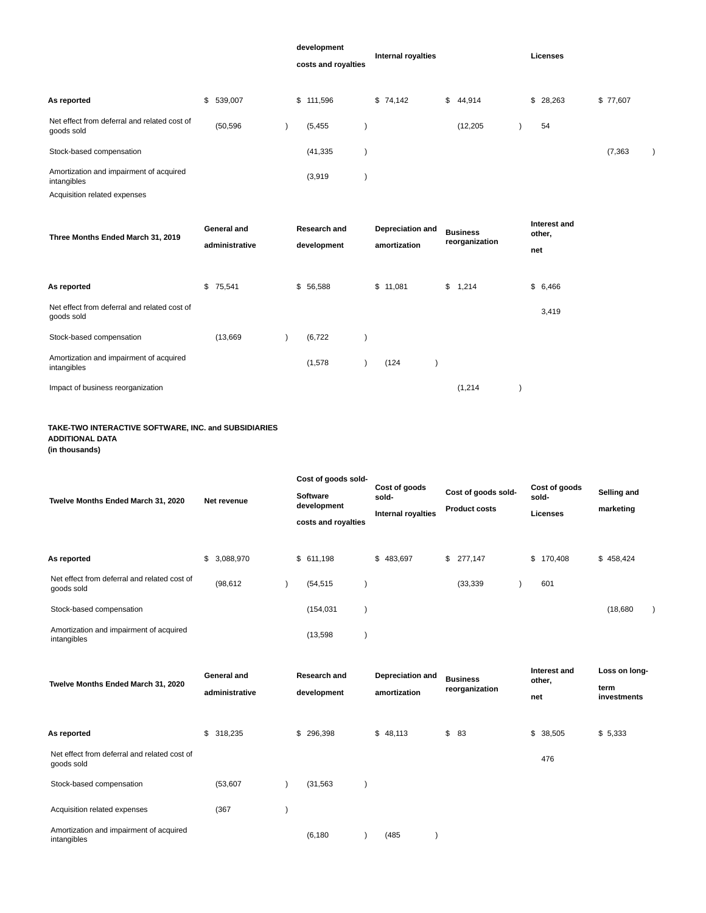| | | development costs and royalties | Internal royalties | | Licenses | |
|---|---|---|---|---|---|---|
| **As reported** | $ 539,007 | $ 111,596 | $ 74,142 | $ 44,914 | $ 28,263 | $ 77,607 |
| Net effect from deferral and related cost of goods sold | (50,596) | (5,455) | | (12,205) | 54 | |
| Stock-based compensation | | (41,335) | | | | (7,363) |
| Amortization and impairment of acquired intangibles | | (3,919) | | | | |
| Acquisition related expenses | | | | | | |

| Three Months Ended March 31, 2019 | General and administrative | Research and development | Depreciation and amortization | Business reorganization | Interest and other, net |
|---|---|---|---|---|---|
| **As reported** | $ 75,541 | $ 56,588 | $ 11,081 | $ 1,214 | $ 6,466 |
| Net effect from deferral and related cost of goods sold | | | | | 3,419 |
| Stock-based compensation | (13,669) | (6,722) | | | |
| Amortization and impairment of acquired intangibles | | (1,578) | (124) | | |
| Impact of business reorganization | | | | (1,214) | |

**TAKE-TWO INTERACTIVE SOFTWARE, INC. and SUBSIDIARIES**
**ADDITIONAL DATA**
**(in thousands)**

| Twelve Months Ended March 31, 2020 | Net revenue | Cost of goods sold- Software development costs and royalties | Cost of goods sold- Internal royalties | Cost of goods sold- Product costs | Cost of goods sold- Licenses | Selling and marketing |
|---|---|---|---|---|---|---|
| **As reported** | $ 3,088,970 | $ 611,198 | $ 483,697 | $ 277,147 | $ 170,408 | $ 458,424 |
| Net effect from deferral and related cost of goods sold | (98,612) | (54,515) | | (33,339) | 601 | |
| Stock-based compensation | | (154,031) | | | | (18,680) |
| Amortization and impairment of acquired intangibles | | (13,598) | | | | |

| Twelve Months Ended March 31, 2020 | General and administrative | Research and development | Depreciation and amortization | Business reorganization | Interest and other, net | Loss on long-term investments |
|---|---|---|---|---|---|---|
| **As reported** | $ 318,235 | $ 296,398 | $ 48,113 | $ 83 | $ 38,505 | $ 5,333 |
| Net effect from deferral and related cost of goods sold | | | | | 476 | |
| Stock-based compensation | (53,607) | (31,563) | | | | |
| Acquisition related expenses | (367) | | | | | |
| Amortization and impairment of acquired intangibles | | (6,180) | (485) | | | |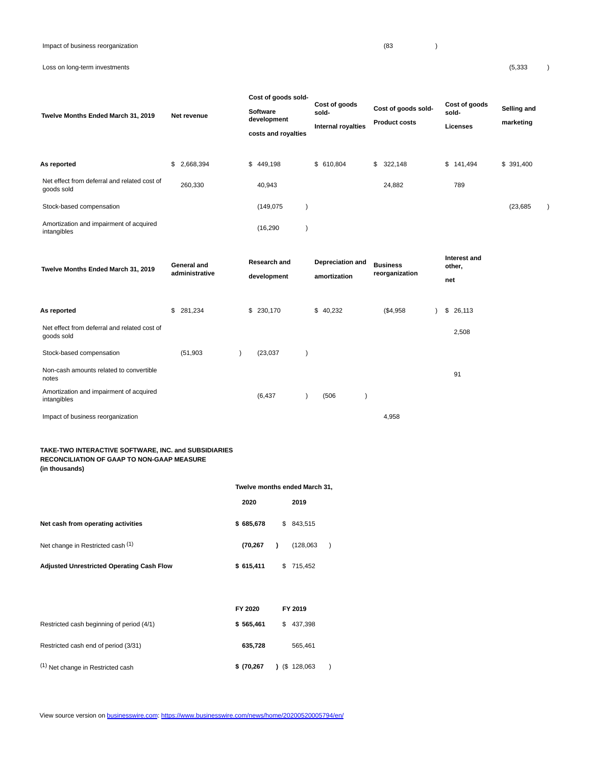| | | | | | | |
|---|---|---|---|---|---|---|
| Impact of business reorganization | | | | (83) | | |
| Loss on long-term investments | | | | | | (5,333) |

| Twelve Months Ended March 31, 2019 | Net revenue | Cost of goods sold- Software development costs and royalties | Cost of goods sold- Internal royalties | Cost of goods sold- Product costs | Cost of goods sold- Licenses | Selling and marketing |
|---|---|---|---|---|---|---|
| **As reported** | $ 2,668,394 | $ 449,198 | $ 610,804 | $ 322,148 | $ 141,494 | $ 391,400 |
| Net effect from deferral and related cost of goods sold | 260,330 | 40,943 | | 24,882 | 789 | |
| Stock-based compensation | | (149,075) | | | | (23,685) |
| Amortization and impairment of acquired intangibles | | (16,290) | | | | |

| Twelve Months Ended March 31, 2019 | General and administrative | Research and development | Depreciation and amortization | Business reorganization | Interest and other, net |
|---|---|---|---|---|---|
| **As reported** | $ 281,234 | $ 230,170 | $ 40,232 | ($4,958) | $ 26,113 |
| Net effect from deferral and related cost of goods sold | | | | | 2,508 |
| Stock-based compensation | (51,903) | (23,037) | | | |
| Non-cash amounts related to convertible notes | | | | | 91 |
| Amortization and impairment of acquired intangibles | | (6,437) | (506) | | |
| Impact of business reorganization | | | | 4,958 | |

**TAKE-TWO INTERACTIVE SOFTWARE, INC. and SUBSIDIARIES**
**RECONCILIATION OF GAAP TO NON-GAAP MEASURE**
**(in thousands)**

| | Twelve months ended March 31, | |
|---|---|---|
| | **2020** | **2019** |
| **Net cash from operating activities** | **$ 685,678** | $ 843,515 |
| Net change in Restricted cash [1] | **(70,267)** | (128,063) |
| **Adjusted Unrestricted Operating Cash Flow** | **$ 615,411** | $ 715,452 |

| | FY 2020 | FY 2019 |
|---|---|---|
| Restricted cash beginning of period (4/1) | **$ 565,461** | $ 437,398 |
| Restricted cash end of period (3/31) | **635,728** | 565,461 |
| [1] Net change in Restricted cash | **$ (70,267)** | ($ 128,063) |

View source version on businesswire.com: https://www.businesswire.com/news/home/20200520005794/en/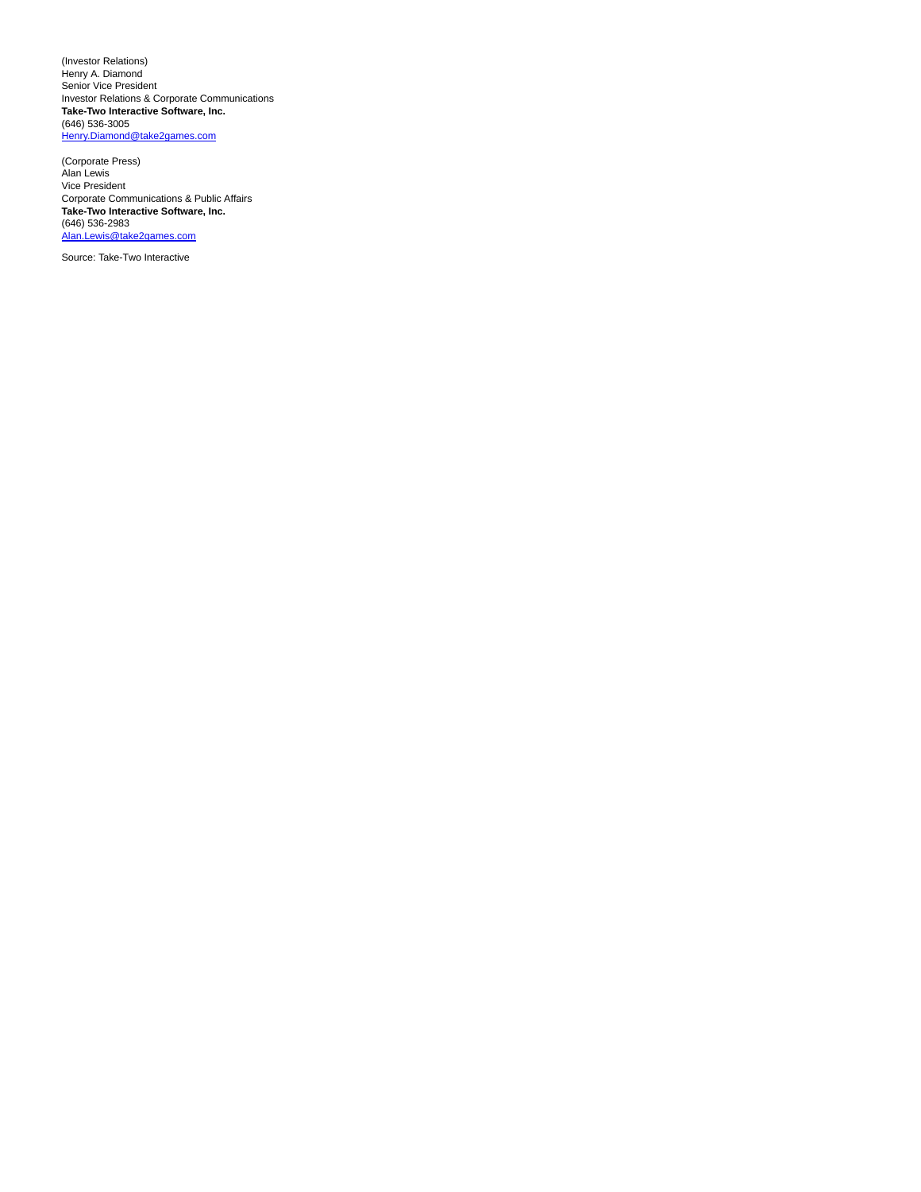(Investor Relations)
Henry A. Diamond
Senior Vice President
Investor Relations & Corporate Communications
**Take-Two Interactive Software, Inc.**
(646) 536-3005
Henry.Diamond@take2games.com

(Corporate Press)
Alan Lewis
Vice President
Corporate Communications & Public Affairs
**Take-Two Interactive Software, Inc.**
(646) 536-2983
Alan.Lewis@take2games.com

Source: Take-Two Interactive